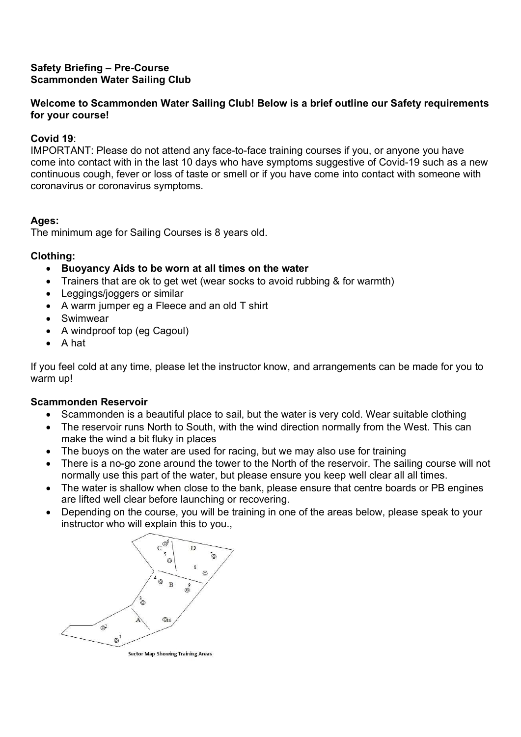**Safety Briefing – Pre-Course**
**Scammonden Water Sailing Club**

**Welcome to Scammonden Water Sailing Club! Below is a brief outline our Safety requirements for your course!**

**Covid 19**:
IMPORTANT: Please do not attend any face-to-face training courses if you, or anyone you have come into contact with in the last 10 days who have symptoms suggestive of Covid-19 such as a new continuous cough, fever or loss of taste or smell or if you have come into contact with someone with coronavirus or coronavirus symptoms.

**Ages:**
The minimum age for Sailing Courses is 8 years old.

**Clothing:**

- **Buoyancy Aids to be worn at all times on the water**
- Trainers that are ok to get wet (wear socks to avoid rubbing & for warmth)
- Leggings/joggers or similar
- A warm jumper eg a Fleece and an old T shirt
- Swimwear
- A windproof top (eg Cagoul)
- A hat

If you feel cold at any time, please let the instructor know, and arrangements can be made for you to warm up!

**Scammonden Reservoir**

- Scammonden is a beautiful place to sail, but the water is very cold. Wear suitable clothing
- The reservoir runs North to South, with the wind direction normally from the West. This can make the wind a bit fluky in places
- The buoys on the water are used for racing, but we may also use for training
- There is a no-go zone around the tower to the North of the reservoir. The sailing course will not normally use this part of the water, but please ensure you keep well clear all all times.
- The water is shallow when close to the bank, please ensure that centre boards or PB engines are lifted well clear before launching or recovering.
- Depending on the course, you will be training in one of the areas below, please speak to your instructor who will explain this to you.,

Sector Map Showing Training Areas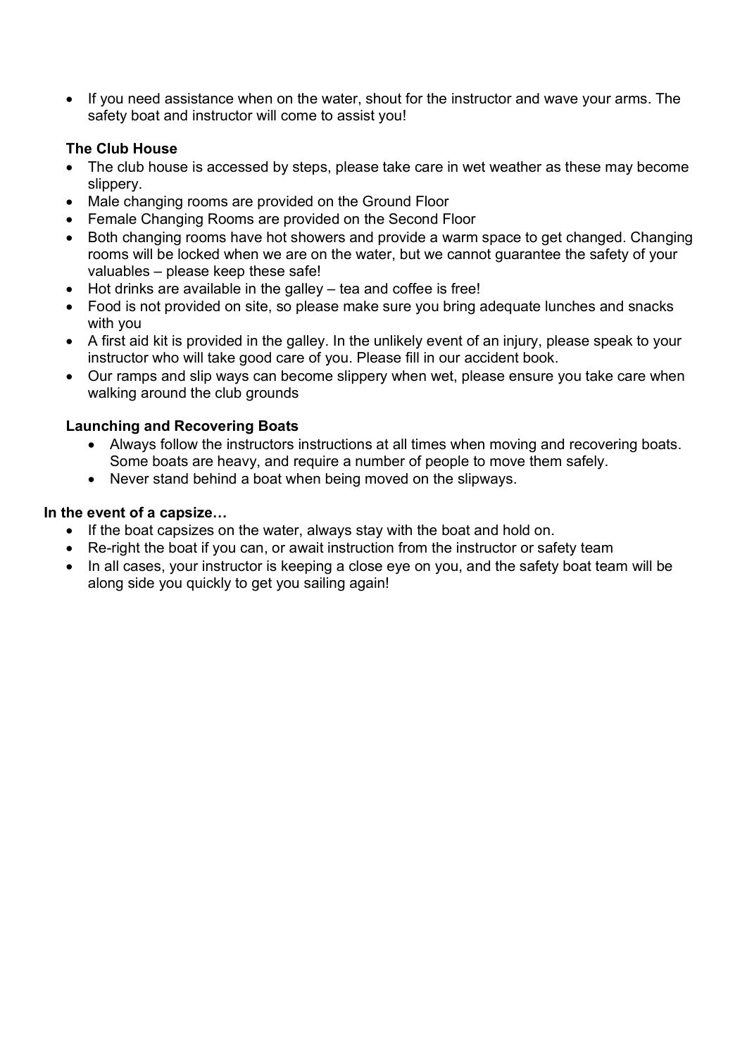- If you need assistance when on the water, shout for the instructor and wave your arms. The safety boat and instructor will come to assist you!

**The Club House**

- The club house is accessed by steps, please take care in wet weather as these may become slippery.
- Male changing rooms are provided on the Ground Floor
- Female Changing Rooms are provided on the Second Floor
- Both changing rooms have hot showers and provide a warm space to get changed. Changing rooms will be locked when we are on the water, but we cannot guarantee the safety of your valuables – please keep these safe!
- Hot drinks are available in the galley – tea and coffee is free!
- Food is not provided on site, so please make sure you bring adequate lunches and snacks with you
- A first aid kit is provided in the galley. In the unlikely event of an injury, please speak to your instructor who will take good care of you. Please fill in our accident book.
- Our ramps and slip ways can become slippery when wet, please ensure you take care when walking around the club grounds

**Launching and Recovering Boats**

- Always follow the instructors instructions at all times when moving and recovering boats. Some boats are heavy, and require a number of people to move them safely.
- Never stand behind a boat when being moved on the slipways.

**In the event of a capsize…**

- If the boat capsizes on the water, always stay with the boat and hold on.
- Re-right the boat if you can, or await instruction from the instructor or safety team
- In all cases, your instructor is keeping a close eye on you, and the safety boat team will be along side you quickly to get you sailing again!